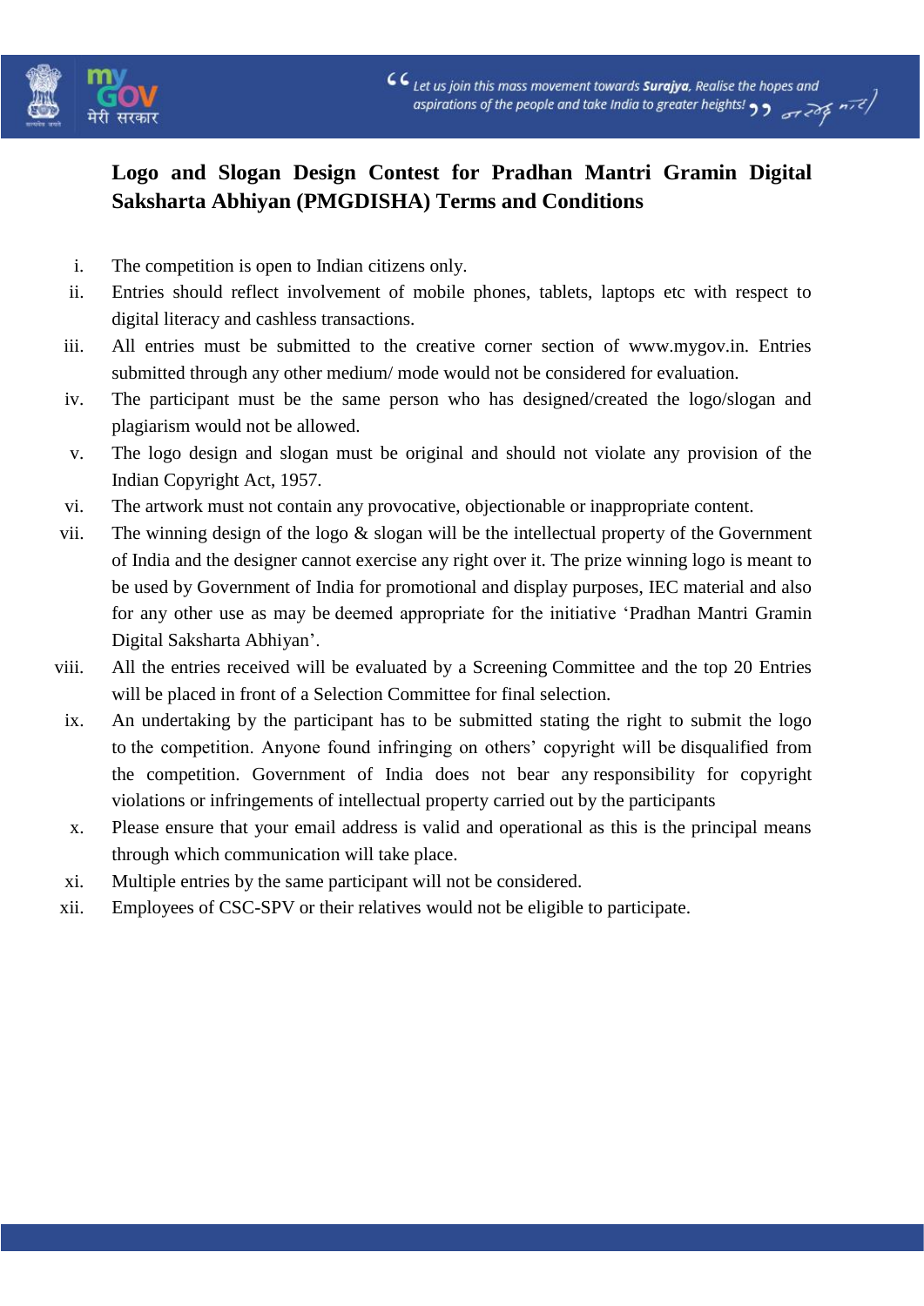# Logo and Slogan Design Contest for Pradhan Mantri Gramin Digital Saksharta Abhiyan (PMGDISHA) Terms and Conditions

i. The competition is open to Indian citizens only.

ii. Entries should reflect involvement of mobile phones, tablets, laptops etc with respect to digital literacy and cashless transactions.

iii. All entries must be submitted to the creative corner section of www.mygov.in. Entries submitted through any other medium/ mode would not be considered for evaluation.

iv. The participant must be the same person who has designed/created the logo/slogan and plagiarism would not be allowed.

v. The logo design and slogan must be original and should not violate any provision of the Indian Copyright Act, 1957.

vi. The artwork must not contain any provocative, objectionable or inappropriate content.

vii. The winning design of the logo & slogan will be the intellectual property of the Government of India and the designer cannot exercise any right over it. The prize winning logo is meant to be used by Government of India for promotional and display purposes, IEC material and also for any other use as may be deemed appropriate for the initiative 'Pradhan Mantri Gramin Digital Saksharta Abhiyan'.

viii. All the entries received will be evaluated by a Screening Committee and the top 20 Entries will be placed in front of a Selection Committee for final selection.

ix. An undertaking by the participant has to be submitted stating the right to submit the logo to the competition. Anyone found infringing on others' copyright will be disqualified from the competition. Government of India does not bear any responsibility for copyright violations or infringements of intellectual property carried out by the participants

x. Please ensure that your email address is valid and operational as this is the principal means through which communication will take place.

xi. Multiple entries by the same participant will not be considered.

xii. Employees of CSC-SPV or their relatives would not be eligible to participate.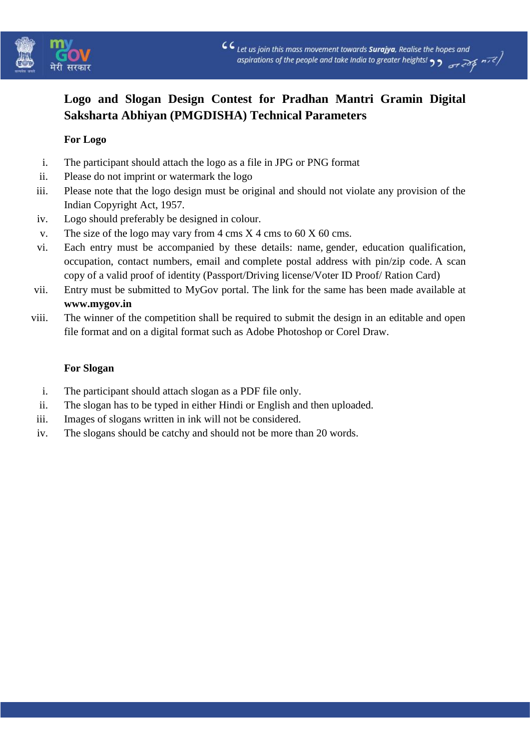# Logo and Slogan Design Contest for Pradhan Mantri Gramin Digital Saksharta Abhiyan (PMGDISHA) Technical Parameters

**For Logo**

i. The participant should attach the logo as a file in JPG or PNG format
ii. Please do not imprint or watermark the logo
iii. Please note that the logo design must be original and should not violate any provision of the Indian Copyright Act, 1957.
iv. Logo should preferably be designed in colour.
v. The size of the logo may vary from 4 cms X 4 cms to 60 X 60 cms.
vi. Each entry must be accompanied by these details: name, gender, education qualification, occupation, contact numbers, email and complete postal address with pin/zip code. A scan copy of a valid proof of identity (Passport/Driving license/Voter ID Proof/ Ration Card)
vii. Entry must be submitted to MyGov portal. The link for the same has been made available at **www.mygov.in**
viii. The winner of the competition shall be required to submit the design in an editable and open file format and on a digital format such as Adobe Photoshop or Corel Draw.

**For Slogan**

i. The participant should attach slogan as a PDF file only.
ii. The slogan has to be typed in either Hindi or English and then uploaded.
iii. Images of slogans written in ink will not be considered.
iv. The slogans should be catchy and should not be more than 20 words.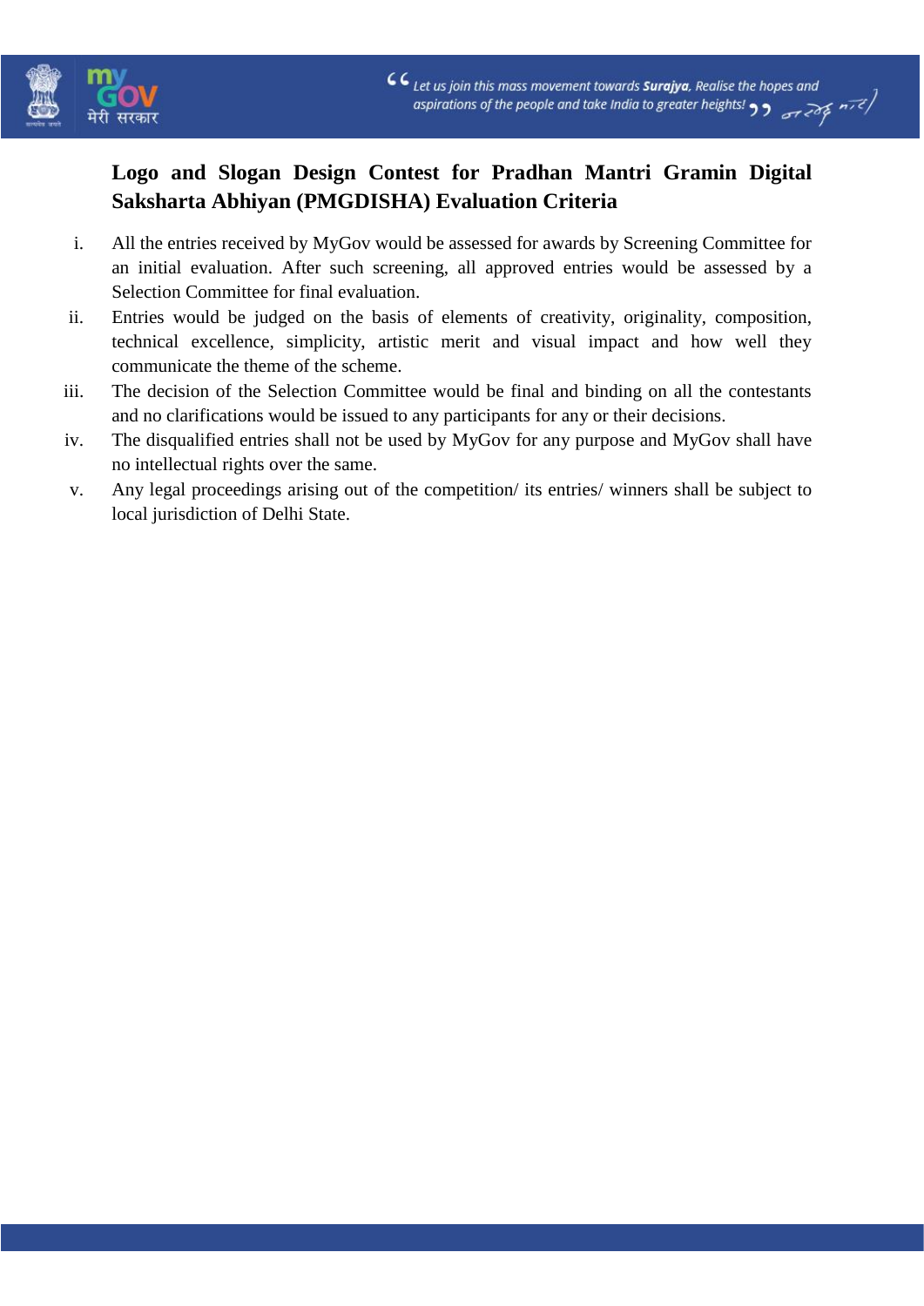## Logo and Slogan Design Contest for Pradhan Mantri Gramin Digital Saksharta Abhiyan (PMGDISHA) Evaluation Criteria

i. All the entries received by MyGov would be assessed for awards by Screening Committee for an initial evaluation. After such screening, all approved entries would be assessed by a Selection Committee for final evaluation.

ii. Entries would be judged on the basis of elements of creativity, originality, composition, technical excellence, simplicity, artistic merit and visual impact and how well they communicate the theme of the scheme.

iii. The decision of the Selection Committee would be final and binding on all the contestants and no clarifications would be issued to any participants for any or their decisions.

iv. The disqualified entries shall not be used by MyGov for any purpose and MyGov shall have no intellectual rights over the same.

v. Any legal proceedings arising out of the competition/ its entries/ winners shall be subject to local jurisdiction of Delhi State.